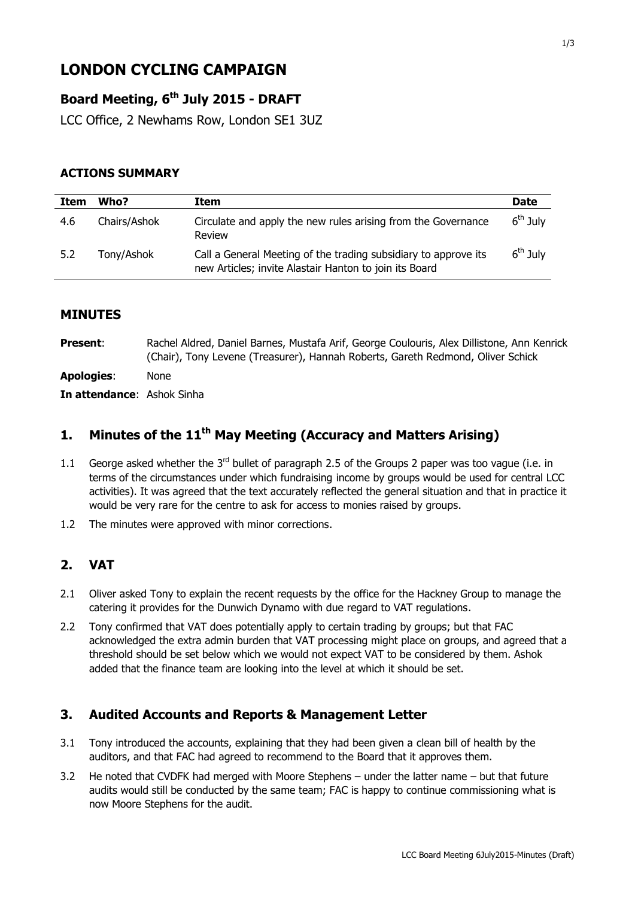# LONDON CYCLING CAMPAIGN

## Board Meeting, 6th July 2015 - DRAFT

LCC Office, 2 Newhams Row, London SE1 3UZ

### ACTIONS SUMMARY

| Item | Who? | Item | Date |
|---|---|---|---|
| 4.6 | Chairs/Ashok | Circulate and apply the new rules arising from the Governance Review | 6th July |
| 5.2 | Tony/Ashok | Call a General Meeting of the trading subsidiary to approve its new Articles; invite Alastair Hanton to join its Board | 6th July |

### MINUTES

**Present**: Rachel Aldred, Daniel Barnes, Mustafa Arif, George Coulouris, Alex Dillistone, Ann Kenrick (Chair), Tony Levene (Treasurer), Hannah Roberts, Gareth Redmond, Oliver Schick

**Apologies**: None

**In attendance**: Ashok Sinha

## 1. Minutes of the 11th May Meeting (Accuracy and Matters Arising)

1.1 George asked whether the 3rd bullet of paragraph 2.5 of the Groups 2 paper was too vague (i.e. in terms of the circumstances under which fundraising income by groups would be used for central LCC activities). It was agreed that the text accurately reflected the general situation and that in practice it would be very rare for the centre to ask for access to monies raised by groups.

1.2 The minutes were approved with minor corrections.

## 2. VAT

2.1 Oliver asked Tony to explain the recent requests by the office for the Hackney Group to manage the catering it provides for the Dunwich Dynamo with due regard to VAT regulations.

2.2 Tony confirmed that VAT does potentially apply to certain trading by groups; but that FAC acknowledged the extra admin burden that VAT processing might place on groups, and agreed that a threshold should be set below which we would not expect VAT to be considered by them. Ashok added that the finance team are looking into the level at which it should be set.

## 3. Audited Accounts and Reports & Management Letter

3.1 Tony introduced the accounts, explaining that they had been given a clean bill of health by the auditors, and that FAC had agreed to recommend to the Board that it approves them.

3.2 He noted that CVDFK had merged with Moore Stephens – under the latter name – but that future audits would still be conducted by the same team; FAC is happy to continue commissioning what is now Moore Stephens for the audit.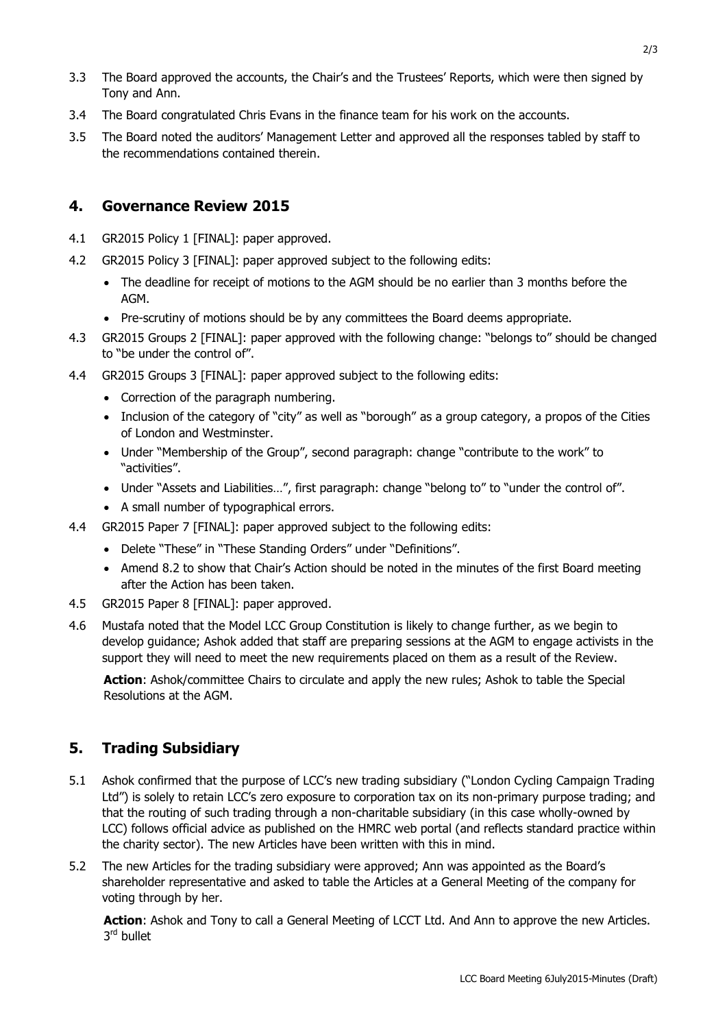3.3 The Board approved the accounts, the Chair's and the Trustees' Reports, which were then signed by Tony and Ann.

3.4 The Board congratulated Chris Evans in the finance team for his work on the accounts.

3.5 The Board noted the auditors' Management Letter and approved all the responses tabled by staff to the recommendations contained therein.

## 4. Governance Review 2015

4.1 GR2015 Policy 1 [FINAL]: paper approved.

4.2 GR2015 Policy 3 [FINAL]: paper approved subject to the following edits:

- The deadline for receipt of motions to the AGM should be no earlier than 3 months before the AGM.
- Pre-scrutiny of motions should be by any committees the Board deems appropriate.

4.3 GR2015 Groups 2 [FINAL]: paper approved with the following change: "belongs to" should be changed to "be under the control of".

4.4 GR2015 Groups 3 [FINAL]: paper approved subject to the following edits:

- Correction of the paragraph numbering.
- Inclusion of the category of "city" as well as "borough" as a group category, a propos of the Cities of London and Westminster.
- Under "Membership of the Group", second paragraph: change "contribute to the work" to "activities".
- Under "Assets and Liabilities…", first paragraph: change "belong to" to "under the control of".
- A small number of typographical errors.

4.4 GR2015 Paper 7 [FINAL]: paper approved subject to the following edits:

- Delete "These" in "These Standing Orders" under "Definitions".
- Amend 8.2 to show that Chair's Action should be noted in the minutes of the first Board meeting after the Action has been taken.

4.5 GR2015 Paper 8 [FINAL]: paper approved.

4.6 Mustafa noted that the Model LCC Group Constitution is likely to change further, as we begin to develop guidance; Ashok added that staff are preparing sessions at the AGM to engage activists in the support they will need to meet the new requirements placed on them as a result of the Review.

**Action**: Ashok/committee Chairs to circulate and apply the new rules; Ashok to table the Special Resolutions at the AGM.

## 5. Trading Subsidiary

5.1 Ashok confirmed that the purpose of LCC's new trading subsidiary ("London Cycling Campaign Trading Ltd") is solely to retain LCC's zero exposure to corporation tax on its non-primary purpose trading; and that the routing of such trading through a non-charitable subsidiary (in this case wholly-owned by LCC) follows official advice as published on the HMRC web portal (and reflects standard practice within the charity sector). The new Articles have been written with this in mind.

5.2 The new Articles for the trading subsidiary were approved; Ann was appointed as the Board's shareholder representative and asked to table the Articles at a General Meeting of the company for voting through by her.

**Action**: Ashok and Tony to call a General Meeting of LCCT Ltd. And Ann to approve the new Articles. 3rd bullet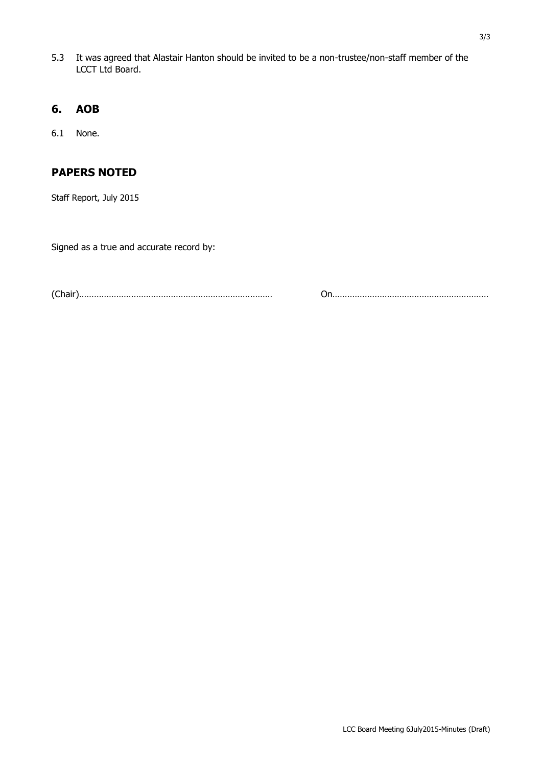5.3 It was agreed that Alastair Hanton should be invited to be a non-trustee/non-staff member of the LCCT Ltd Board.

## 6. AOB

6.1 None.

## PAPERS NOTED

Staff Report, July 2015

Signed as a true and accurate record by:

(Chair)………………………………………………………………… On………………………………………………………